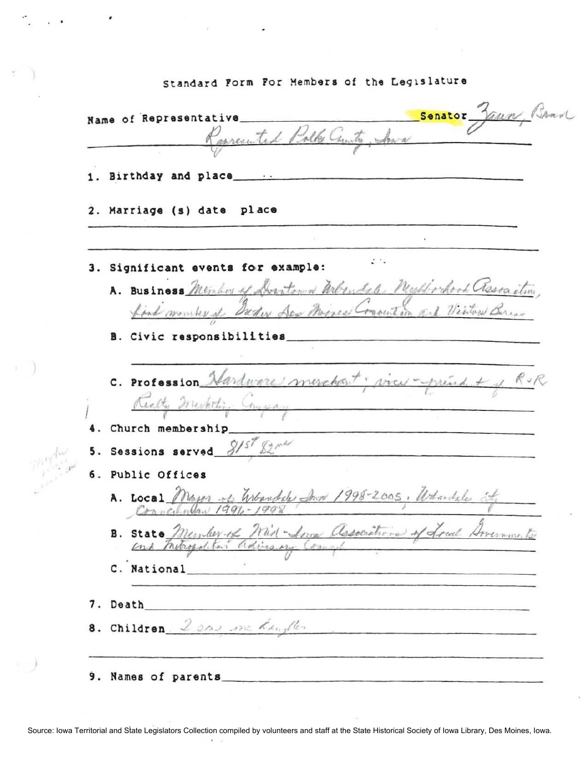# Standard Form For Members of the Legislature

Name of Representative ______________________ **Senator** Zaun, Brad

Represented Polk County, Iowa

1. Birthday and place

2. Marriage (s) date place

3. Significant events for example:

   A. Business Member of Downtown Urbandale Neighborhood Association, Past member of Greater Des Moines Convention and Visitors Bureau

   B. Civic responsibilities

   C. Profession Hardware merchant; vice-president of R&R Realty Marketing Company

4. Church membership

5. Sessions served 81st, 82nd

6. Public Offices

   A. Local Mayor of Urbandale Iowa 1998-2005, Urbandale City Councilman 1996-1998

   B. State Member of Mid-Iowa Association of Local Governments and Metropolitan Advisory Council

   C. National

7. Death

8. Children 2 sons, one daughter

9. Names of parents

Source: Iowa Territorial and State Legislators Collection compiled by volunteers and staff at the State Historical Society of Iowa Library, Des Moines, Iowa.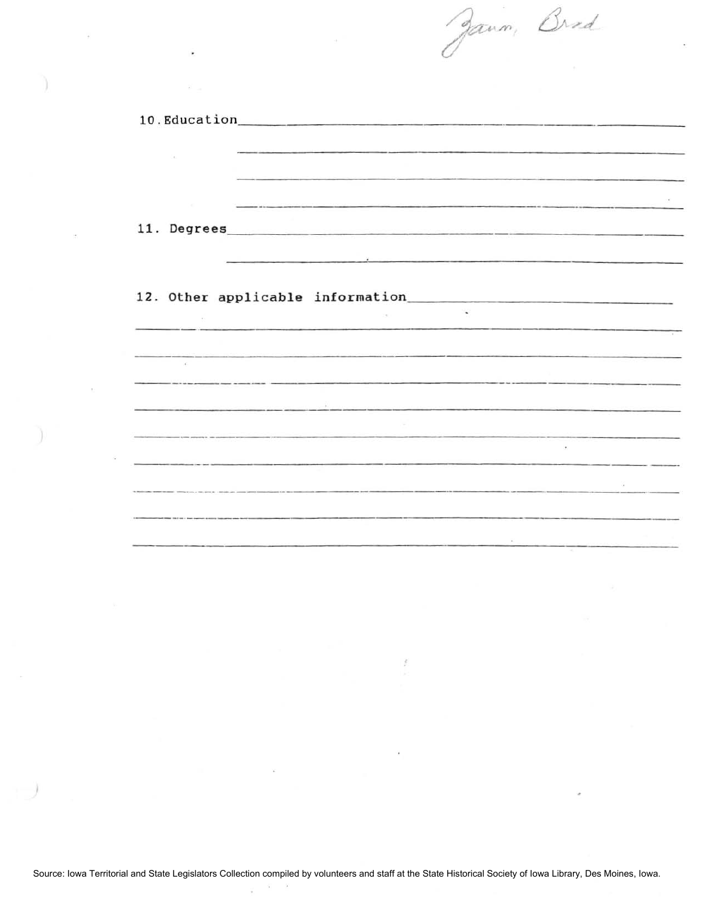Zaun, Brad

10. Education\_\_\_\_\_\_\_\_\_\_\_\_\_\_\_\_\_\_\_\_\_\_\_\_\_\_\_\_\_\_\_\_\_\_\_\_\_\_\_\_

11. Degrees\_\_\_\_\_\_\_\_\_\_\_\_\_\_\_\_\_\_\_\_\_\_\_\_\_\_\_\_\_\_\_\_\_\_\_\_\_\_\_\_

12. Other applicable information\_\_\_\_\_\_\_\_\_\_\_\_\_\_\_\_\_\_\_\_\_\_\_\_\_\_\_\_\_\_

Source: Iowa Territorial and State Legislators Collection compiled by volunteers and staff at the State Historical Society of Iowa Library, Des Moines, Iowa.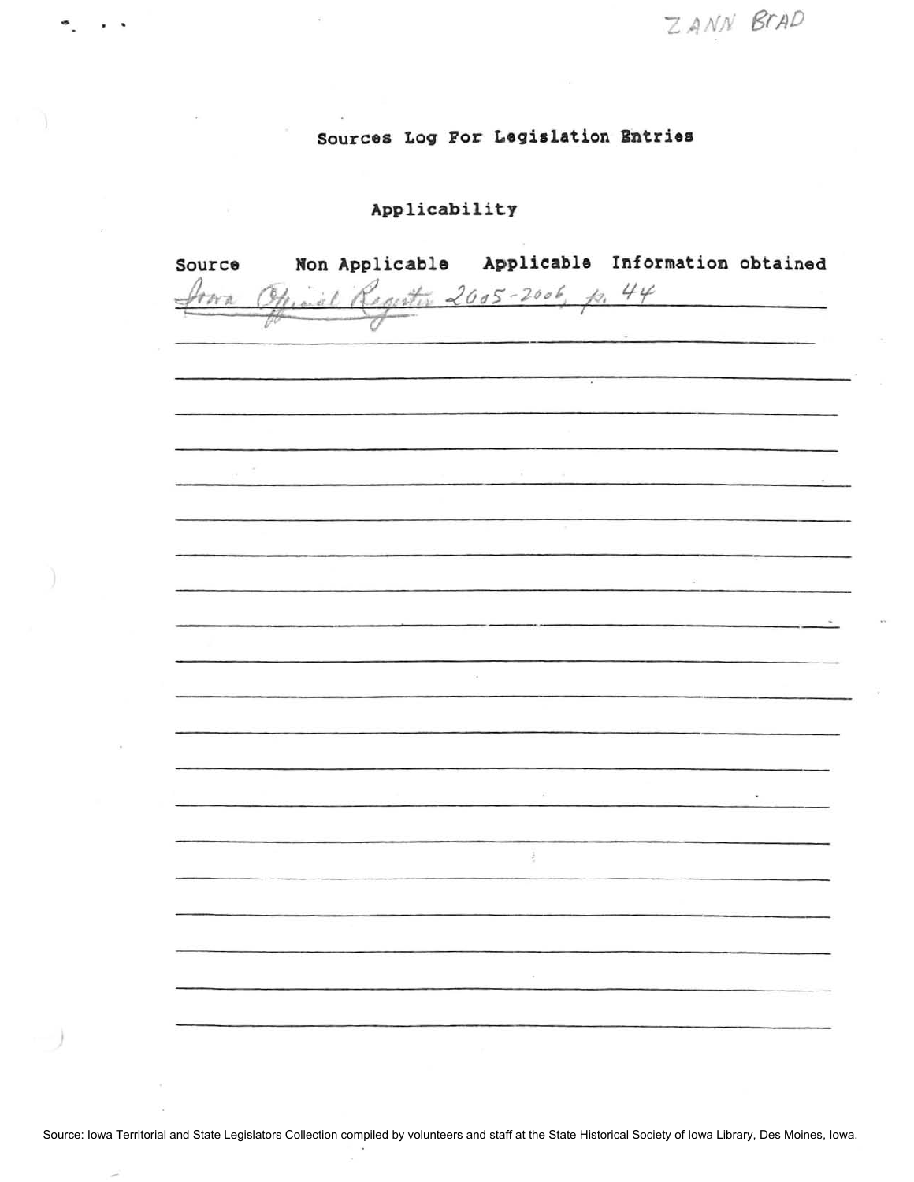ZANN BRAD

# Sources Log For Legislation Entries

## Applicability

| Source | Non Applicable | Applicable | Information obtained |
|---|---|---|---|
| Iowa Official Register 2005-2006, p. 44 | | | |

Source: Iowa Territorial and State Legislators Collection compiled by volunteers and staff at the State Historical Society of Iowa Library, Des Moines, Iowa.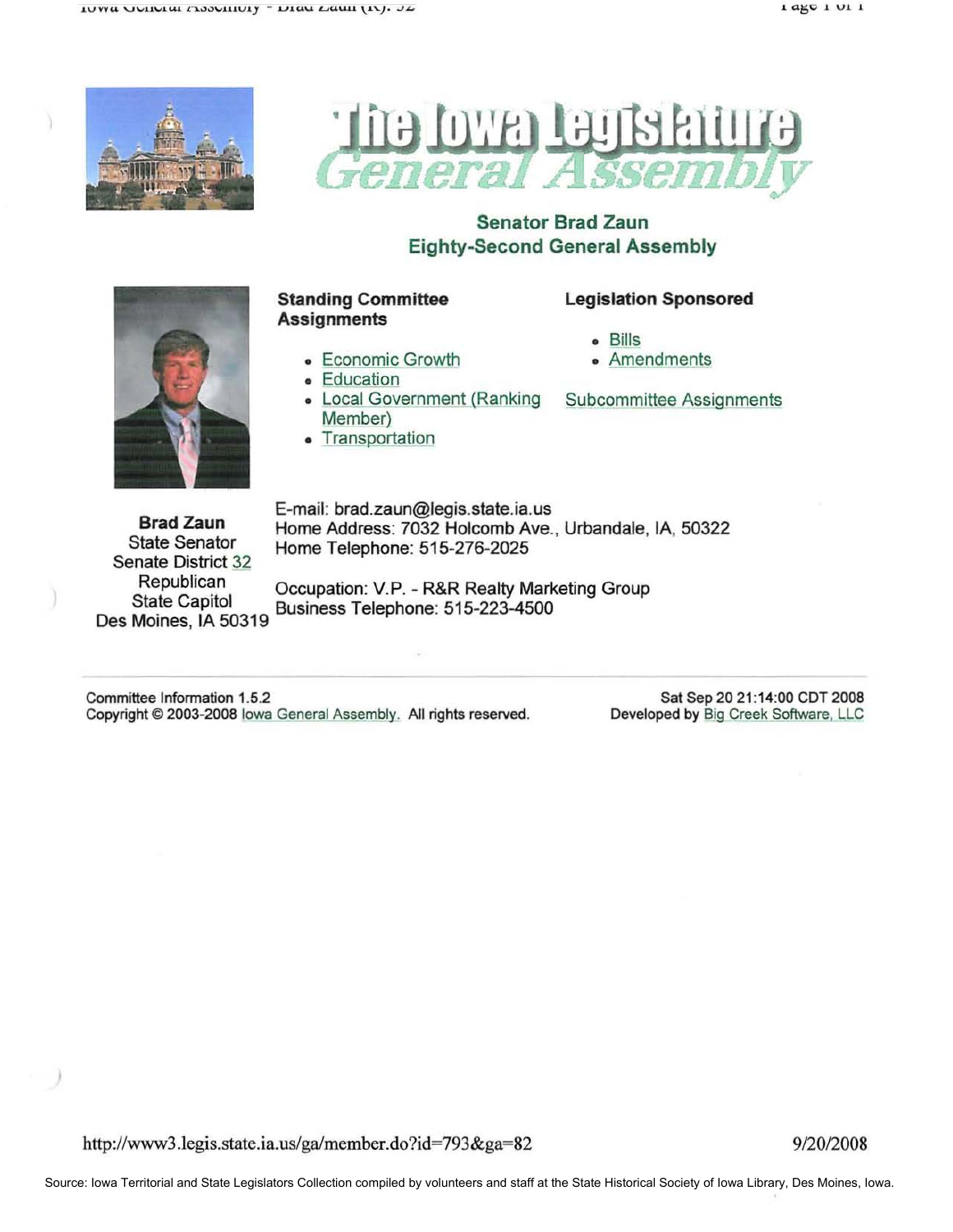# The Iowa Legislature
## General Assembly

### Senator Brad Zaun
### Eighty-Second General Assembly

**Standing Committee Assignments**

- Economic Growth
- Education
- Local Government (Ranking Member)
- Transportation

**Legislation Sponsored**

- Bills
- Amendments

Subcommittee Assignments

**Brad Zaun**
State Senator
Senate District 32
Republican
State Capitol
Des Moines, IA 50319

E-mail: brad.zaun@legis.state.ia.us
Home Address: 7032 Holcomb Ave., Urbandale, IA, 50322
Home Telephone: 515-276-2025

Occupation: V.P. - R&R Realty Marketing Group
Business Telephone: 515-223-4500

Committee Information 1.5.2
Copyright © 2003-2008 Iowa General Assembly. All rights reserved.

Sat Sep 20 21:14:00 CDT 2008
Developed by Big Creek Software, LLC

http://www3.legis.state.ia.us/ga/member.do?id=793&ga=82

9/20/2008

Source: Iowa Territorial and State Legislators Collection compiled by volunteers and staff at the State Historical Society of Iowa Library, Des Moines, Iowa.